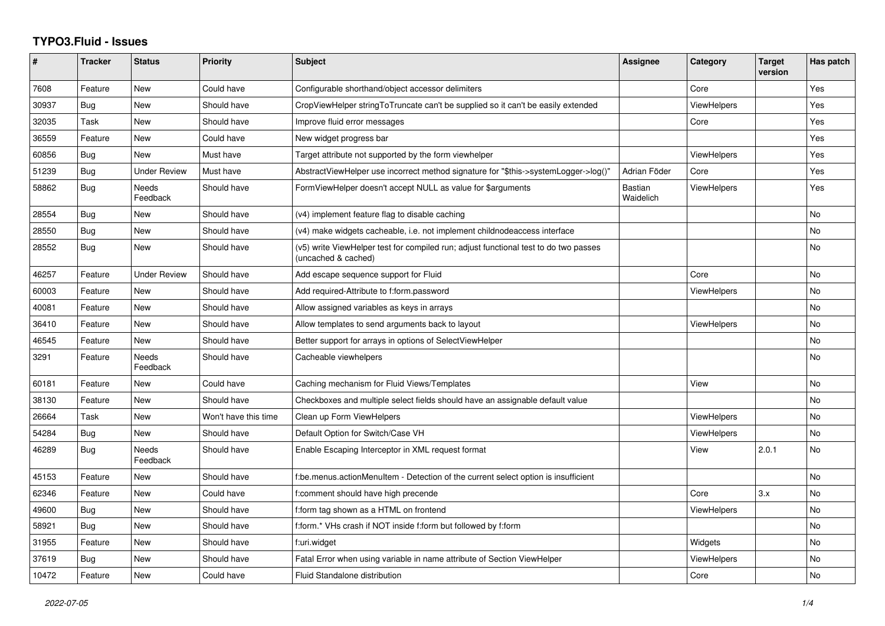# TYPO3.Fluid - Issues

| # | Tracker | Status | Priority | Subject | Assignee | Category | Target version | Has patch |
|---|---|---|---|---|---|---|---|---|
| 7608 | Feature | New | Could have | Configurable shorthand/object accessor delimiters | | Core | | Yes |
| 30937 | Bug | New | Should have | CropViewHelper stringToTruncate can't be supplied so it can't be easily extended | | ViewHelpers | | Yes |
| 32035 | Task | New | Should have | Improve fluid error messages | | Core | | Yes |
| 36559 | Feature | New | Could have | New widget progress bar | | | | Yes |
| 60856 | Bug | New | Must have | Target attribute not supported by the form viewhelper | | ViewHelpers | | Yes |
| 51239 | Bug | Under Review | Must have | AbstractViewHelper use incorrect method signature for "$this->systemLogger->log()" | Adrian Föder | Core | | Yes |
| 58862 | Bug | Needs Feedback | Should have | FormViewHelper doesn't accept NULL as value for $arguments | Bastian Waidelich | ViewHelpers | | Yes |
| 28554 | Bug | New | Should have | (v4) implement feature flag to disable caching | | | | No |
| 28550 | Bug | New | Should have | (v4) make widgets cacheable, i.e. not implement childnodeaccess interface | | | | No |
| 28552 | Bug | New | Should have | (v5) write ViewHelper test for compiled run; adjust functional test to do two passes (uncached & cached) | | | | No |
| 46257 | Feature | Under Review | Should have | Add escape sequence support for Fluid | | Core | | No |
| 60003 | Feature | New | Should have | Add required-Attribute to f:form.password | | ViewHelpers | | No |
| 40081 | Feature | New | Should have | Allow assigned variables as keys in arrays | | | | No |
| 36410 | Feature | New | Should have | Allow templates to send arguments back to layout | | ViewHelpers | | No |
| 46545 | Feature | New | Should have | Better support for arrays in options of SelectViewHelper | | | | No |
| 3291 | Feature | Needs Feedback | Should have | Cacheable viewhelpers | | | | No |
| 60181 | Feature | New | Could have | Caching mechanism for Fluid Views/Templates | | View | | No |
| 38130 | Feature | New | Should have | Checkboxes and multiple select fields should have an assignable default value | | | | No |
| 26664 | Task | New | Won't have this time | Clean up Form ViewHelpers | | ViewHelpers | | No |
| 54284 | Bug | New | Should have | Default Option for Switch/Case VH | | ViewHelpers | | No |
| 46289 | Bug | Needs Feedback | Should have | Enable Escaping Interceptor in XML request format | | View | 2.0.1 | No |
| 45153 | Feature | New | Should have | f:be.menus.actionMenuItem - Detection of the current select option is insufficient | | | | No |
| 62346 | Feature | New | Could have | f:comment should have high precende | | Core | 3.x | No |
| 49600 | Bug | New | Should have | f:form tag shown as a HTML on frontend | | ViewHelpers | | No |
| 58921 | Bug | New | Should have | f:form.* VHs crash if NOT inside f:form but followed by f:form | | | | No |
| 31955 | Feature | New | Should have | f:uri.widget | | Widgets | | No |
| 37619 | Bug | New | Should have | Fatal Error when using variable in name attribute of Section ViewHelper | | ViewHelpers | | No |
| 10472 | Feature | New | Could have | Fluid Standalone distribution | | Core | | No |

*2022-07-05*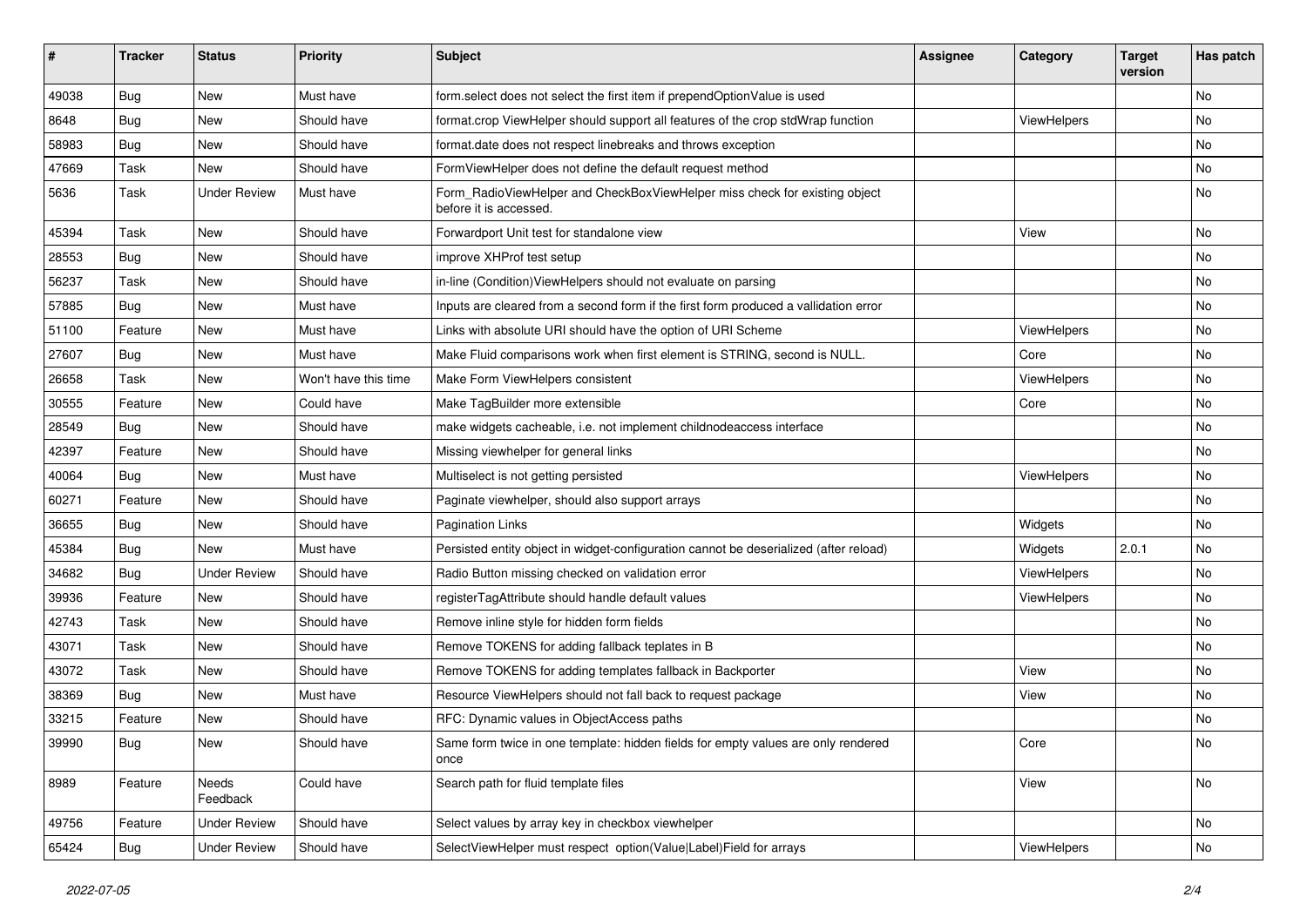| # | Tracker | Status | Priority | Subject | Assignee | Category | Target version | Has patch |
|---|---|---|---|---|---|---|---|---|
| 49038 | Bug | New | Must have | form.select does not select the first item if prependOptionValue is used | | | | No |
| 8648 | Bug | New | Should have | format.crop ViewHelper should support all features of the crop stdWrap function | | ViewHelpers | | No |
| 58983 | Bug | New | Should have | format.date does not respect linebreaks and throws exception | | | | No |
| 47669 | Task | New | Should have | FormViewHelper does not define the default request method | | | | No |
| 5636 | Task | Under Review | Must have | Form_RadioViewHelper and CheckBoxViewHelper miss check for existing object before it is accessed. | | | | No |
| 45394 | Task | New | Should have | Forwardport Unit test for standalone view | | View | | No |
| 28553 | Bug | New | Should have | improve XHProf test setup | | | | No |
| 56237 | Task | New | Should have | in-line (Condition)ViewHelpers should not evaluate on parsing | | | | No |
| 57885 | Bug | New | Must have | Inputs are cleared from a second form if the first form produced a vallidation error | | | | No |
| 51100 | Feature | New | Must have | Links with absolute URI should have the option of URI Scheme | | ViewHelpers | | No |
| 27607 | Bug | New | Must have | Make Fluid comparisons work when first element is STRING, second is NULL. | | Core | | No |
| 26658 | Task | New | Won't have this time | Make Form ViewHelpers consistent | | ViewHelpers | | No |
| 30555 | Feature | New | Could have | Make TagBuilder more extensible | | Core | | No |
| 28549 | Bug | New | Should have | make widgets cacheable, i.e. not implement childnodeaccess interface | | | | No |
| 42397 | Feature | New | Should have | Missing viewhelper for general links | | | | No |
| 40064 | Bug | New | Must have | Multiselect is not getting persisted | | ViewHelpers | | No |
| 60271 | Feature | New | Should have | Paginate viewhelper, should also support arrays | | | | No |
| 36655 | Bug | New | Should have | Pagination Links | | Widgets | | No |
| 45384 | Bug | New | Must have | Persisted entity object in widget-configuration cannot be deserialized (after reload) | | Widgets | 2.0.1 | No |
| 34682 | Bug | Under Review | Should have | Radio Button missing checked on validation error | | ViewHelpers | | No |
| 39936 | Feature | New | Should have | registerTagAttribute should handle default values | | ViewHelpers | | No |
| 42743 | Task | New | Should have | Remove inline style for hidden form fields | | | | No |
| 43071 | Task | New | Should have | Remove TOKENS for adding fallback teplates in B | | | | No |
| 43072 | Task | New | Should have | Remove TOKENS for adding templates fallback in Backporter | | View | | No |
| 38369 | Bug | New | Must have | Resource ViewHelpers should not fall back to request package | | View | | No |
| 33215 | Feature | New | Should have | RFC: Dynamic values in ObjectAccess paths | | | | No |
| 39990 | Bug | New | Should have | Same form twice in one template: hidden fields for empty values are only rendered once | | Core | | No |
| 8989 | Feature | Needs Feedback | Could have | Search path for fluid template files | | View | | No |
| 49756 | Feature | Under Review | Should have | Select values by array key in checkbox viewhelper | | | | No |
| 65424 | Bug | Under Review | Should have | SelectViewHelper must respect option(Value\|Label)Field for arrays | | ViewHelpers | | No |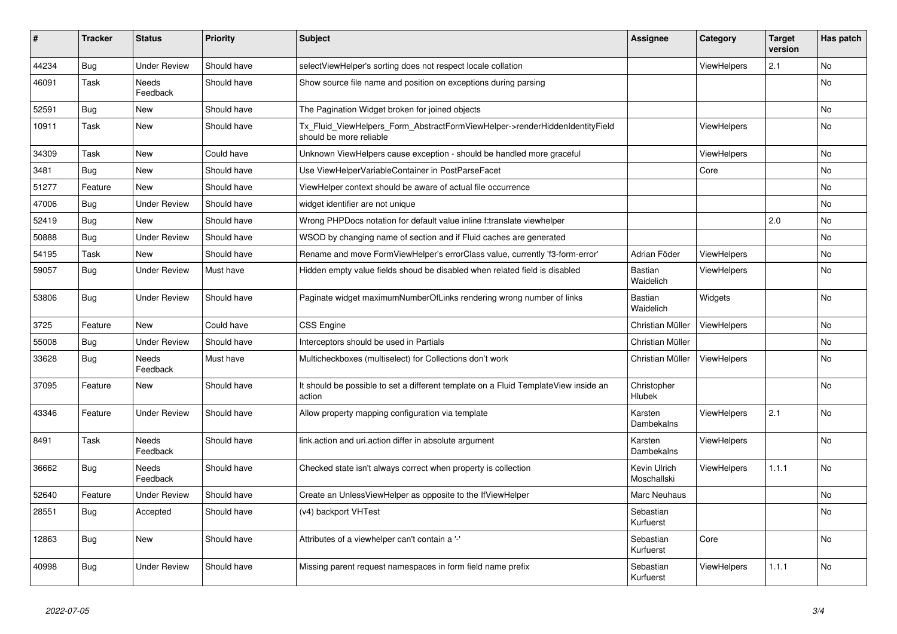| # | Tracker | Status | Priority | Subject | Assignee | Category | Target version | Has patch |
|---|---|---|---|---|---|---|---|---|
| 44234 | Bug | Under Review | Should have | selectViewHelper's sorting does not respect locale collation | | ViewHelpers | 2.1 | No |
| 46091 | Task | Needs Feedback | Should have | Show source file name and position on exceptions during parsing | | | | No |
| 52591 | Bug | New | Should have | The Pagination Widget broken for joined objects | | | | No |
| 10911 | Task | New | Should have | Tx_Fluid_ViewHelpers_Form_AbstractFormViewHelper->renderHiddenIdentityField should be more reliable | | ViewHelpers | | No |
| 34309 | Task | New | Could have | Unknown ViewHelpers cause exception - should be handled more graceful | | ViewHelpers | | No |
| 3481 | Bug | New | Should have | Use ViewHelperVariableContainer in PostParseFacet | | Core | | No |
| 51277 | Feature | New | Should have | ViewHelper context should be aware of actual file occurrence | | | | No |
| 47006 | Bug | Under Review | Should have | widget identifier are not unique | | | | No |
| 52419 | Bug | New | Should have | Wrong PHPDocs notation for default value inline f:translate viewhelper | | | 2.0 | No |
| 50888 | Bug | Under Review | Should have | WSOD by changing name of section and if Fluid caches are generated | | | | No |
| 54195 | Task | New | Should have | Rename and move FormViewHelper's errorClass value, currently 'f3-form-error' | Adrian Föder | ViewHelpers | | No |
| 59057 | Bug | Under Review | Must have | Hidden empty value fields shoud be disabled when related field is disabled | Bastian Waidelich | ViewHelpers | | No |
| 53806 | Bug | Under Review | Should have | Paginate widget maximumNumberOfLinks rendering wrong number of links | Bastian Waidelich | Widgets | | No |
| 3725 | Feature | New | Could have | CSS Engine | Christian Müller | ViewHelpers | | No |
| 55008 | Bug | Under Review | Should have | Interceptors should be used in Partials | Christian Müller | | | No |
| 33628 | Bug | Needs Feedback | Must have | Multicheckboxes (multiselect) for Collections don't work | Christian Müller | ViewHelpers | | No |
| 37095 | Feature | New | Should have | It should be possible to set a different template on a Fluid TemplateView inside an action | Christopher Hlubek | | | No |
| 43346 | Feature | Under Review | Should have | Allow property mapping configuration via template | Karsten Dambekalns | ViewHelpers | 2.1 | No |
| 8491 | Task | Needs Feedback | Should have | link.action and uri.action differ in absolute argument | Karsten Dambekalns | ViewHelpers | | No |
| 36662 | Bug | Needs Feedback | Should have | Checked state isn't always correct when property is collection | Kevin Ulrich Moschallski | ViewHelpers | 1.1.1 | No |
| 52640 | Feature | Under Review | Should have | Create an UnlessViewHelper as opposite to the IfViewHelper | Marc Neuhaus | | | No |
| 28551 | Bug | Accepted | Should have | (v4) backport VHTest | Sebastian Kurfuerst | | | No |
| 12863 | Bug | New | Should have | Attributes of a viewhelper can't contain a '-' | Sebastian Kurfuerst | Core | | No |
| 40998 | Bug | Under Review | Should have | Missing parent request namespaces in form field name prefix | Sebastian Kurfuerst | ViewHelpers | 1.1.1 | No |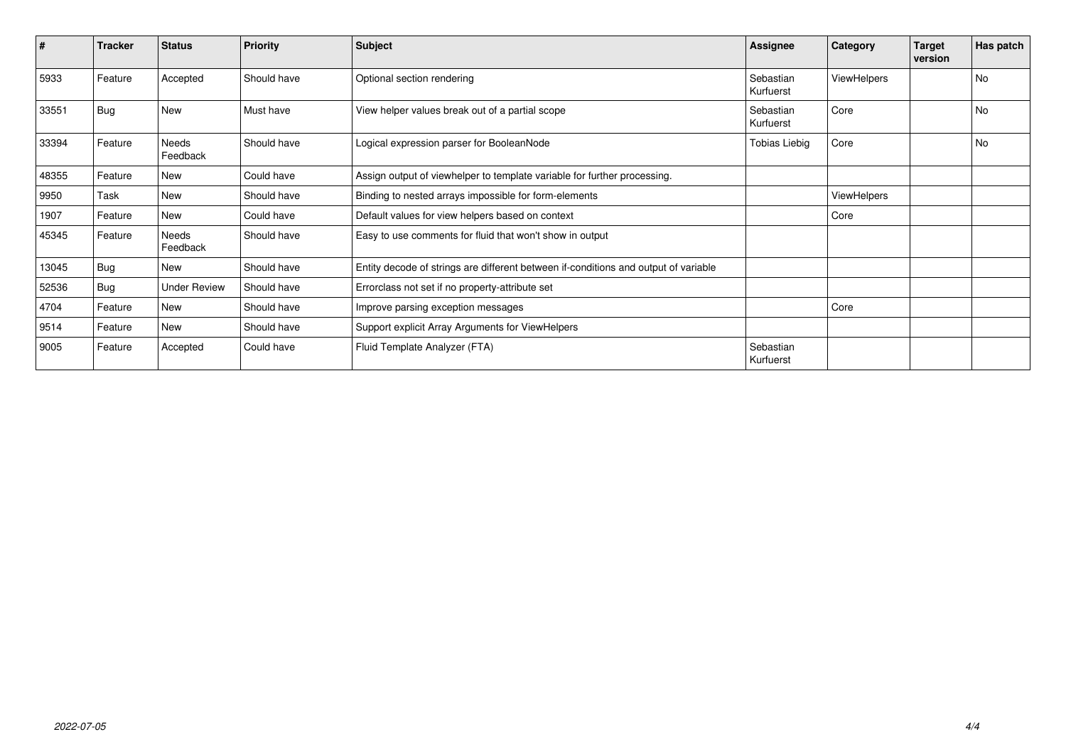| # | Tracker | Status | Priority | Subject | Assignee | Category | Target version | Has patch |
|---|---|---|---|---|---|---|---|---|
| 5933 | Feature | Accepted | Should have | Optional section rendering | Sebastian Kurfuerst | ViewHelpers | | No |
| 33551 | Bug | New | Must have | View helper values break out of a partial scope | Sebastian Kurfuerst | Core | | No |
| 33394 | Feature | Needs Feedback | Should have | Logical expression parser for BooleanNode | Tobias Liebig | Core | | No |
| 48355 | Feature | New | Could have | Assign output of viewhelper to template variable for further processing. | | | | |
| 9950 | Task | New | Should have | Binding to nested arrays impossible for form-elements | | ViewHelpers | | |
| 1907 | Feature | New | Could have | Default values for view helpers based on context | | Core | | |
| 45345 | Feature | Needs Feedback | Should have | Easy to use comments for fluid that won't show in output | | | | |
| 13045 | Bug | New | Should have | Entity decode of strings are different between if-conditions and output of variable | | | | |
| 52536 | Bug | Under Review | Should have | Errorclass not set if no property-attribute set | | | | |
| 4704 | Feature | New | Should have | Improve parsing exception messages | | Core | | |
| 9514 | Feature | New | Should have | Support explicit Array Arguments for ViewHelpers | | | | |
| 9005 | Feature | Accepted | Could have | Fluid Template Analyzer (FTA) | Sebastian Kurfuerst | | | |

*2022-07-05*